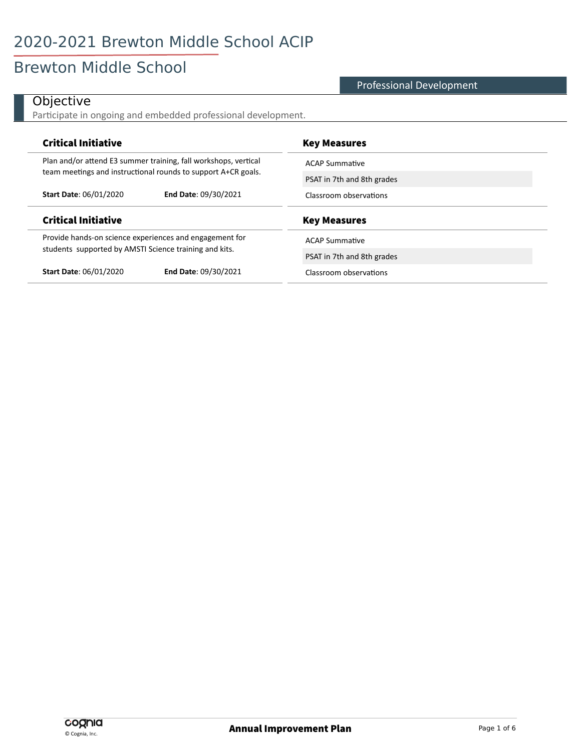# 2020-2021 Brewton Middle School ACIP

## Brewton Middle School

Professional Development

### Objective

Participate in ongoing and embedded professional development.

| Critical Initiative | Key Measures |
| --- | --- |
| Plan and/or attend E3 summer training, fall workshops, vertical team meetings and instructional rounds to support A+CR goals.<br>**Start Date**: 06/01/2020 **End Date**: 09/30/2021 | ACAP Summative<br>PSAT in 7th and 8th grades<br>Classroom observations |

| Critical Initiative | Key Measures |
| --- | --- |
| Provide hands-on science experiences and engagement for students supported by AMSTI Science training and kits.<br>**Start Date**: 06/01/2020 **End Date**: 09/30/2021 | ACAP Summative<br>PSAT in 7th and 8th grades<br>Classroom observations |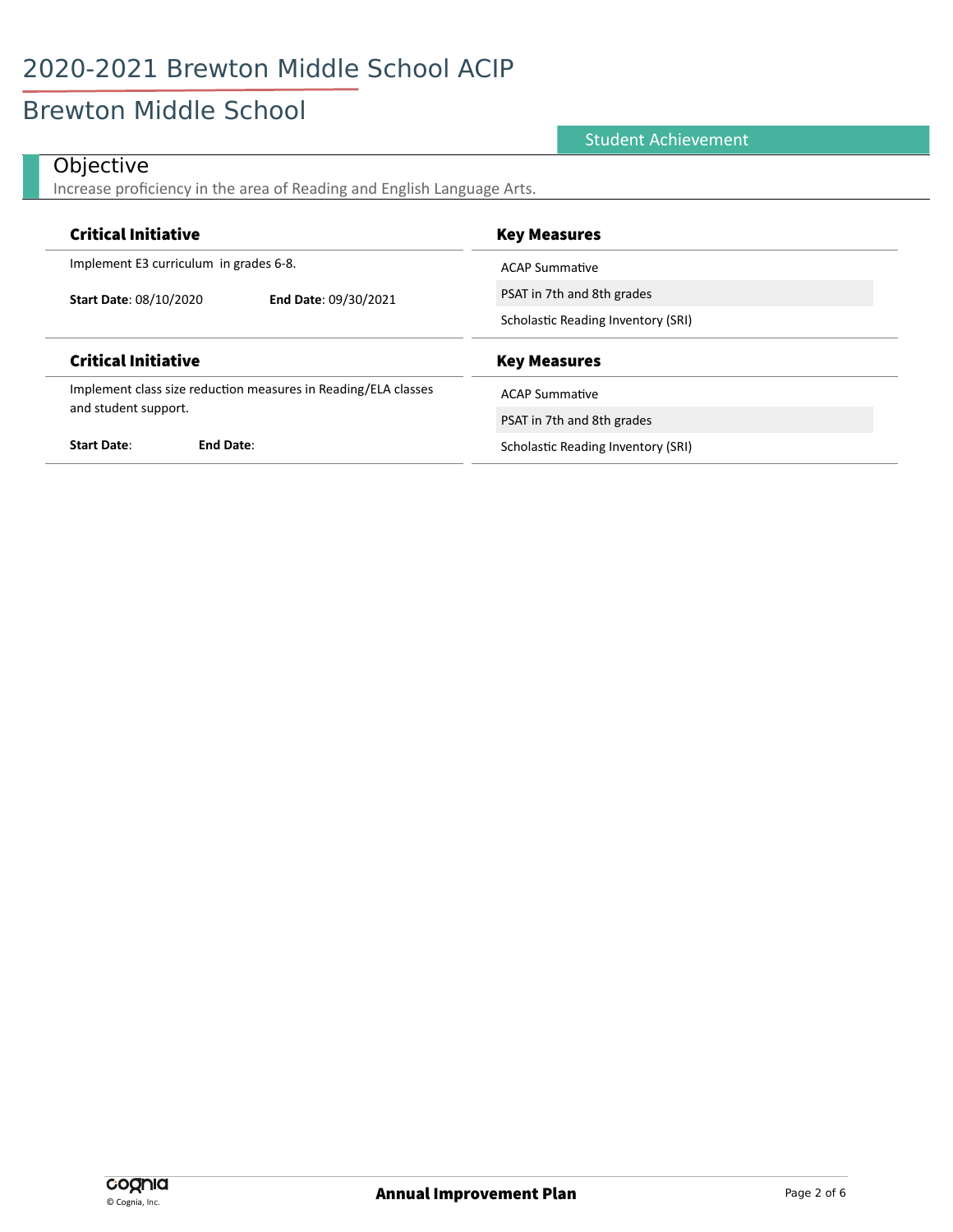# 2020-2021 Brewton Middle School ACIP

## Brewton Middle School

Student Achievement

### Objective

Increase proficiency in the area of Reading and English Language Arts.

| Critical Initiative | Key Measures |
|---|---|
| Implement E3 curriculum in grades 6-8.<br><br>**Start Date**: 08/10/2020 **End Date**: 09/30/2021 | ACAP Summative<br>PSAT in 7th and 8th grades<br>Scholastic Reading Inventory (SRI) |

| Critical Initiative | Key Measures |
|---|---|
| Implement class size reduction measures in Reading/ELA classes and student support.<br><br>**Start Date**: **End Date**: | ACAP Summative<br>PSAT in 7th and 8th grades<br>Scholastic Reading Inventory (SRI) |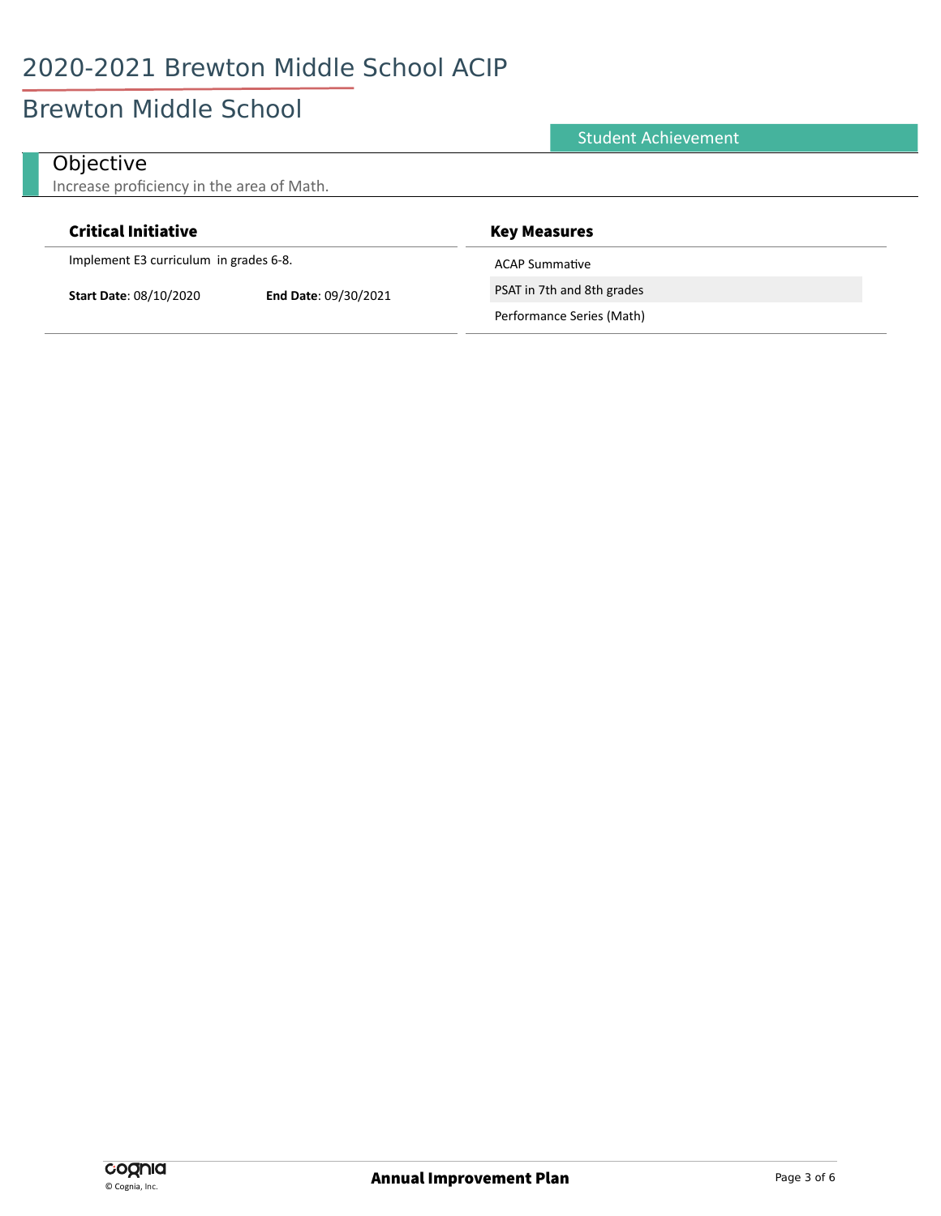# 2020-2021 Brewton Middle School ACIP

## Brewton Middle School

Student Achievement

### Objective

Increase proficiency in the area of Math.

| Critical Initiative | Key Measures |
| --- | --- |
| Implement E3 curriculum in grades 6-8. | ACAP Summative |
| **Start Date**: 08/10/2020 **End Date**: 09/30/2021 | PSAT in 7th and 8th grades |
| | Performance Series (Math) |

**Annual Improvement Plan**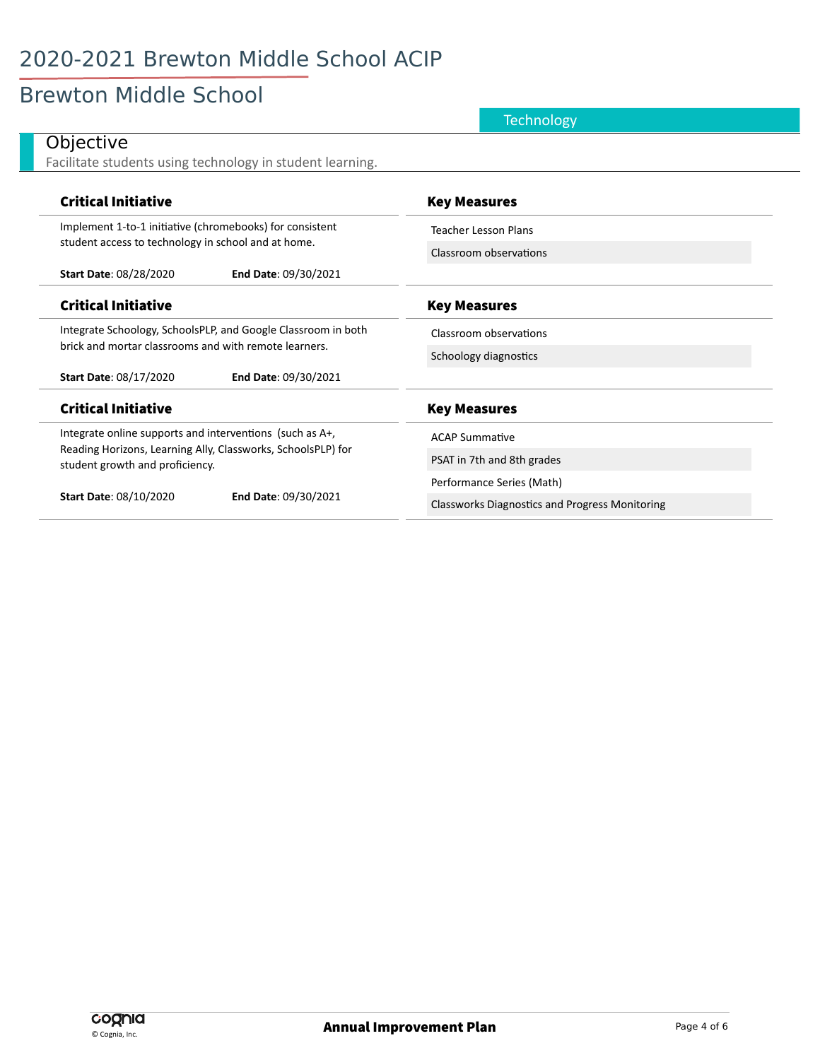# 2020-2021 Brewton Middle School ACIP

## Brewton Middle School

**Technology**

### Objective

Facilitate students using technology in student learning.

| Critical Initiative | Key Measures |
|---|---|
| Implement 1-to-1 initiative (chromebooks) for consistent student access to technology in school and at home.<br><br>**Start Date**: 08/28/2020 **End Date**: 09/30/2021 | Teacher Lesson Plans<br>Classroom observations |
| Integrate Schoology, SchoolsPLP, and Google Classroom in both brick and mortar classrooms and with remote learners.<br><br>**Start Date**: 08/17/2020 **End Date**: 09/30/2021 | Classroom observations<br>Schoology diagnostics |
| Integrate online supports and interventions (such as A+, Reading Horizons, Learning Ally, Classworks, SchoolsPLP) for student growth and proficiency.<br><br>**Start Date**: 08/10/2020 **End Date**: 09/30/2021 | ACAP Summative<br>PSAT in 7th and 8th grades<br>Performance Series (Math)<br>Classworks Diagnostics and Progress Monitoring |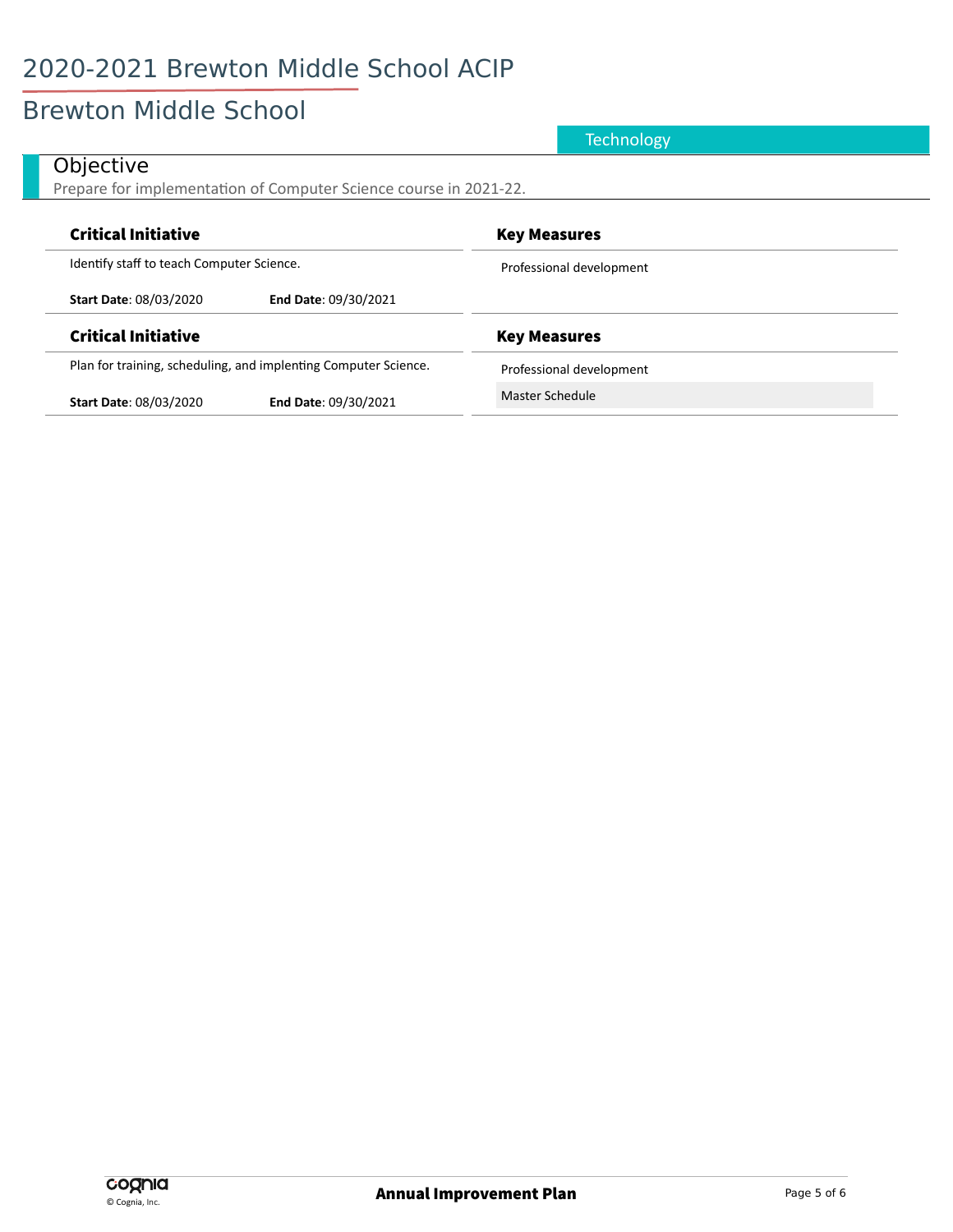# 2020-2021 Brewton Middle School ACIP

## Brewton Middle School

Technology

### Objective

Prepare for implementation of Computer Science course in 2021-22.

| Critical Initiative | Key Measures |
| --- | --- |
| Identify staff to teach Computer Science.<br><br>**Start Date**: 08/03/2020 **End Date**: 09/30/2021 | Professional development |

| Critical Initiative | Key Measures |
| --- | --- |
| Plan for training, scheduling, and implenting Computer Science.<br><br>**Start Date**: 08/03/2020 **End Date**: 09/30/2021 | Professional development<br><br>Master Schedule |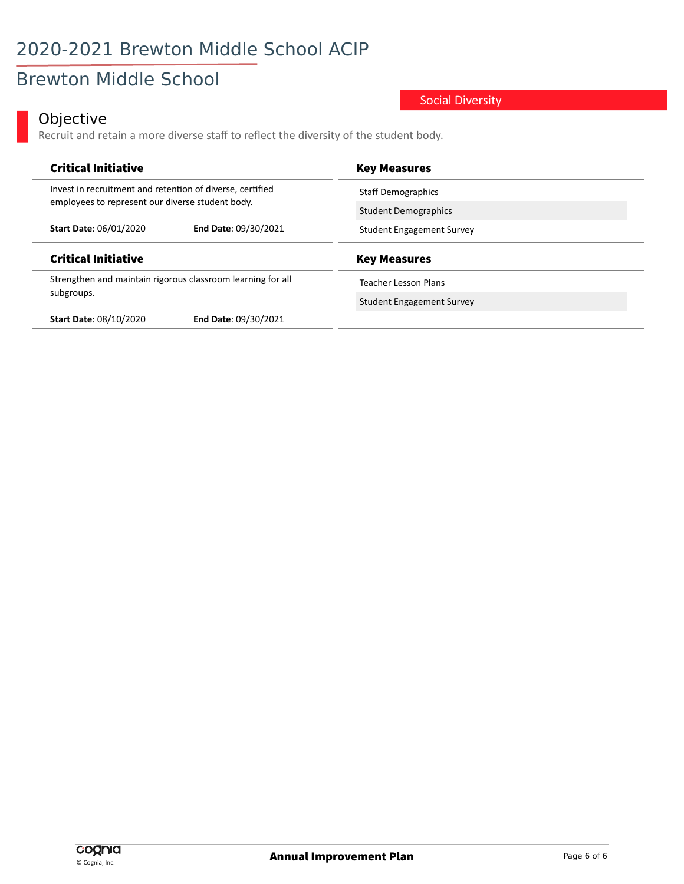# 2020-2021 Brewton Middle School ACIP

## Brewton Middle School

Social Diversity

### Objective

Recruit and retain a more diverse staff to reflect the diversity of the student body.

| Critical Initiative | Key Measures |
| --- | --- |
| Invest in recruitment and retention of diverse, certified employees to represent our diverse student body.<br>**Start Date**: 06/01/2020 **End Date**: 09/30/2021 | Staff Demographics<br>Student Demographics<br>Student Engagement Survey |

| Critical Initiative | Key Measures |
| --- | --- |
| Strengthen and maintain rigorous classroom learning for all subgroups.<br>**Start Date**: 08/10/2020 **End Date**: 09/30/2021 | Teacher Lesson Plans<br>Student Engagement Survey |